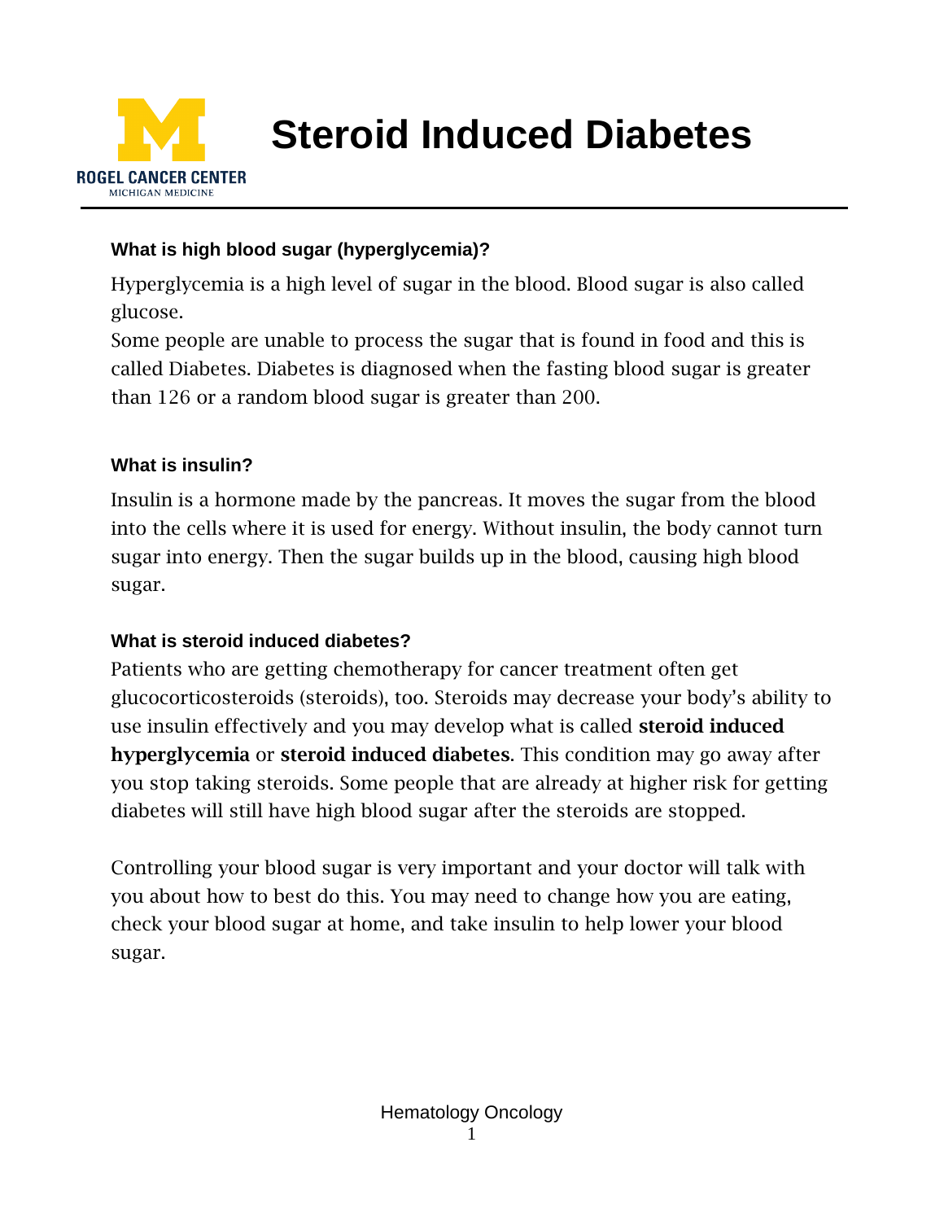# Steroid Induced Diabetes

### What is high blood sugar (hyperglycemia)?

Hyperglycemia is a high level of sugar in the blood. Blood sugar is also called glucose.

Some people are unable to process the sugar that is found in food and this is called Diabetes. Diabetes is diagnosed when the fasting blood sugar is greater than 126 or a random blood sugar is greater than 200.

### What is insulin?

Insulin is a hormone made by the pancreas. It moves the sugar from the blood into the cells where it is used for energy. Without insulin, the body cannot turn sugar into energy. Then the sugar builds up in the blood, causing high blood sugar.

### What is steroid induced diabetes?

Patients who are getting chemotherapy for cancer treatment often get glucocorticosteroids (steroids), too. Steroids may decrease your body's ability to use insulin effectively and you may develop what is called **steroid induced hyperglycemia** or **steroid induced diabetes**. This condition may go away after you stop taking steroids. Some people that are already at higher risk for getting diabetes will still have high blood sugar after the steroids are stopped.

Controlling your blood sugar is very important and your doctor will talk with you about how to best do this. You may need to change how you are eating, check your blood sugar at home, and take insulin to help lower your blood sugar.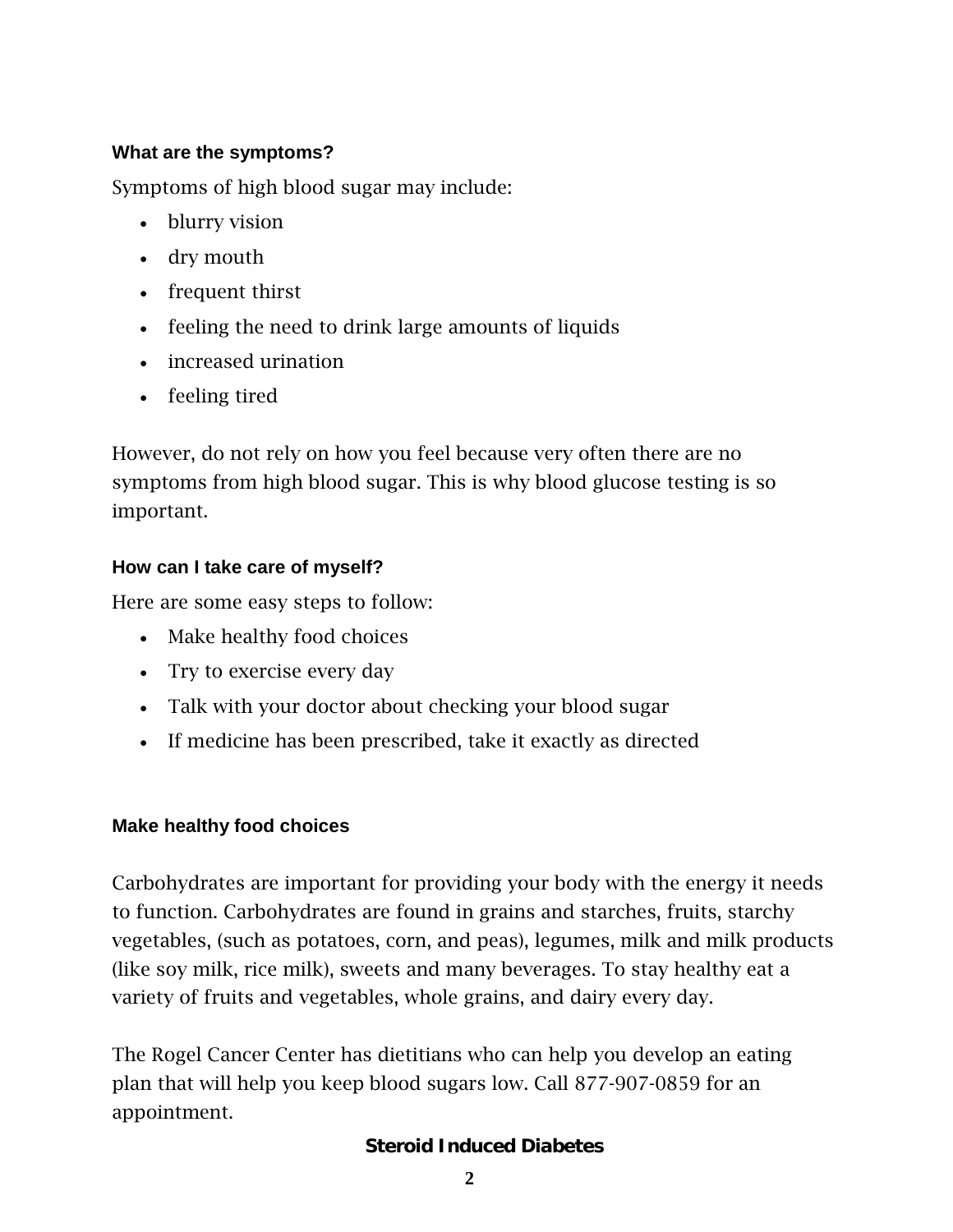### What are the symptoms?

Symptoms of high blood sugar may include:

- blurry vision
- dry mouth
- frequent thirst
- feeling the need to drink large amounts of liquids
- increased urination
- feeling tired

However, do not rely on how you feel because very often there are no symptoms from high blood sugar. This is why blood glucose testing is so important.

### How can I take care of myself?

Here are some easy steps to follow:

- Make healthy food choices
- Try to exercise every day
- Talk with your doctor about checking your blood sugar
- If medicine has been prescribed, take it exactly as directed

### Make healthy food choices

Carbohydrates are important for providing your body with the energy it needs to function. Carbohydrates are found in grains and starches, fruits, starchy vegetables, (such as potatoes, corn, and peas), legumes, milk and milk products (like soy milk, rice milk), sweets and many beverages. To stay healthy eat a variety of fruits and vegetables, whole grains, and dairy every day.

The Rogel Cancer Center has dietitians who can help you develop an eating plan that will help you keep blood sugars low. Call 877-907-0859 for an appointment.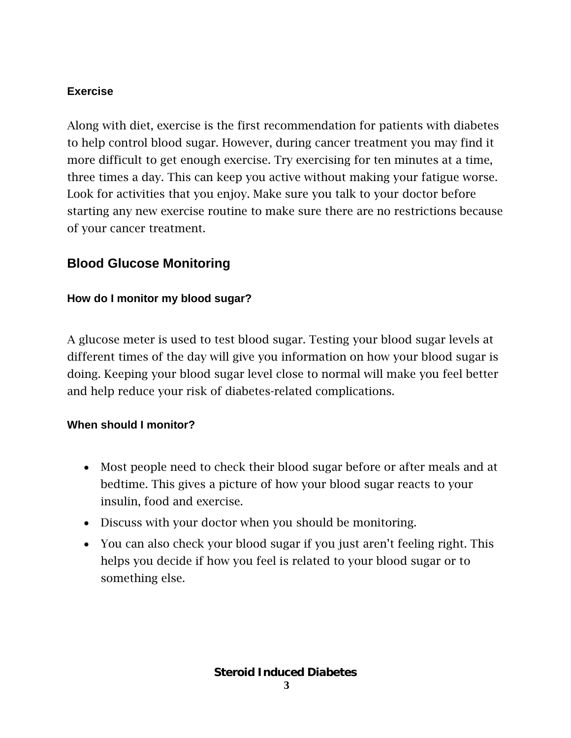### Exercise

Along with diet, exercise is the first recommendation for patients with diabetes to help control blood sugar. However, during cancer treatment you may find it more difficult to get enough exercise. Try exercising for ten minutes at a time, three times a day. This can keep you active without making your fatigue worse. Look for activities that you enjoy. Make sure you talk to your doctor before starting any new exercise routine to make sure there are no restrictions because of your cancer treatment.

## Blood Glucose Monitoring

### How do I monitor my blood sugar?

A glucose meter is used to test blood sugar. Testing your blood sugar levels at different times of the day will give you information on how your blood sugar is doing. Keeping your blood sugar level close to normal will make you feel better and help reduce your risk of diabetes-related complications.

### When should I monitor?

- Most people need to check their blood sugar before or after meals and at bedtime. This gives a picture of how your blood sugar reacts to your insulin, food and exercise.
- Discuss with your doctor when you should be monitoring.
- You can also check your blood sugar if you just aren't feeling right. This helps you decide if how you feel is related to your blood sugar or to something else.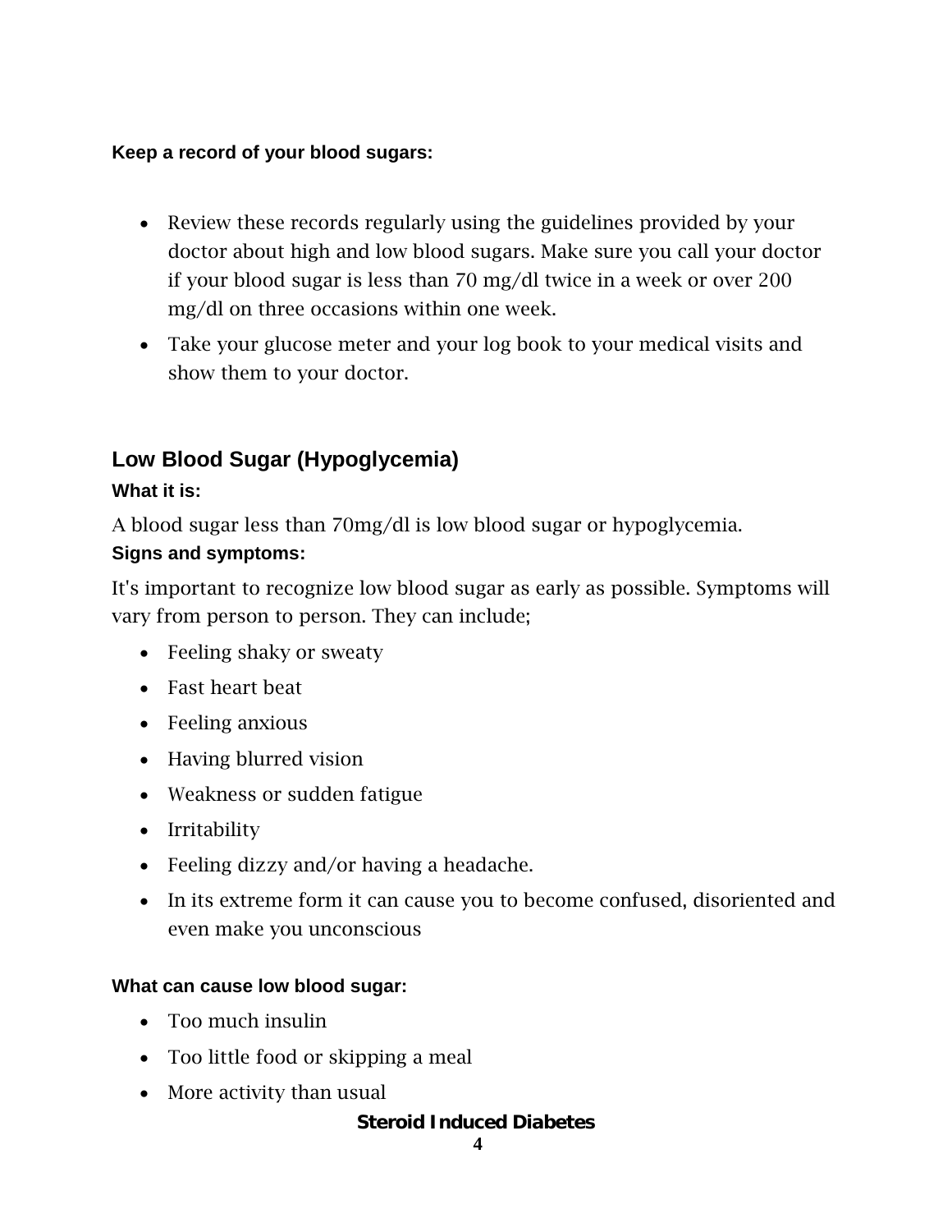**Keep a record of your blood sugars:**

- Review these records regularly using the guidelines provided by your doctor about high and low blood sugars. Make sure you call your doctor if your blood sugar is less than 70 mg/dl twice in a week or over 200 mg/dl on three occasions within one week.
- Take your glucose meter and your log book to your medical visits and show them to your doctor.

## Low Blood Sugar (Hypoglycemia)

**What it is:**

A blood sugar less than 70mg/dl is low blood sugar or hypoglycemia.

**Signs and symptoms:**

It's important to recognize low blood sugar as early as possible. Symptoms will vary from person to person. They can include;

- Feeling shaky or sweaty
- Fast heart beat
- Feeling anxious
- Having blurred vision
- Weakness or sudden fatigue
- Irritability
- Feeling dizzy and/or having a headache.
- In its extreme form it can cause you to become confused, disoriented and even make you unconscious

**What can cause low blood sugar:**

- Too much insulin
- Too little food or skipping a meal
- More activity than usual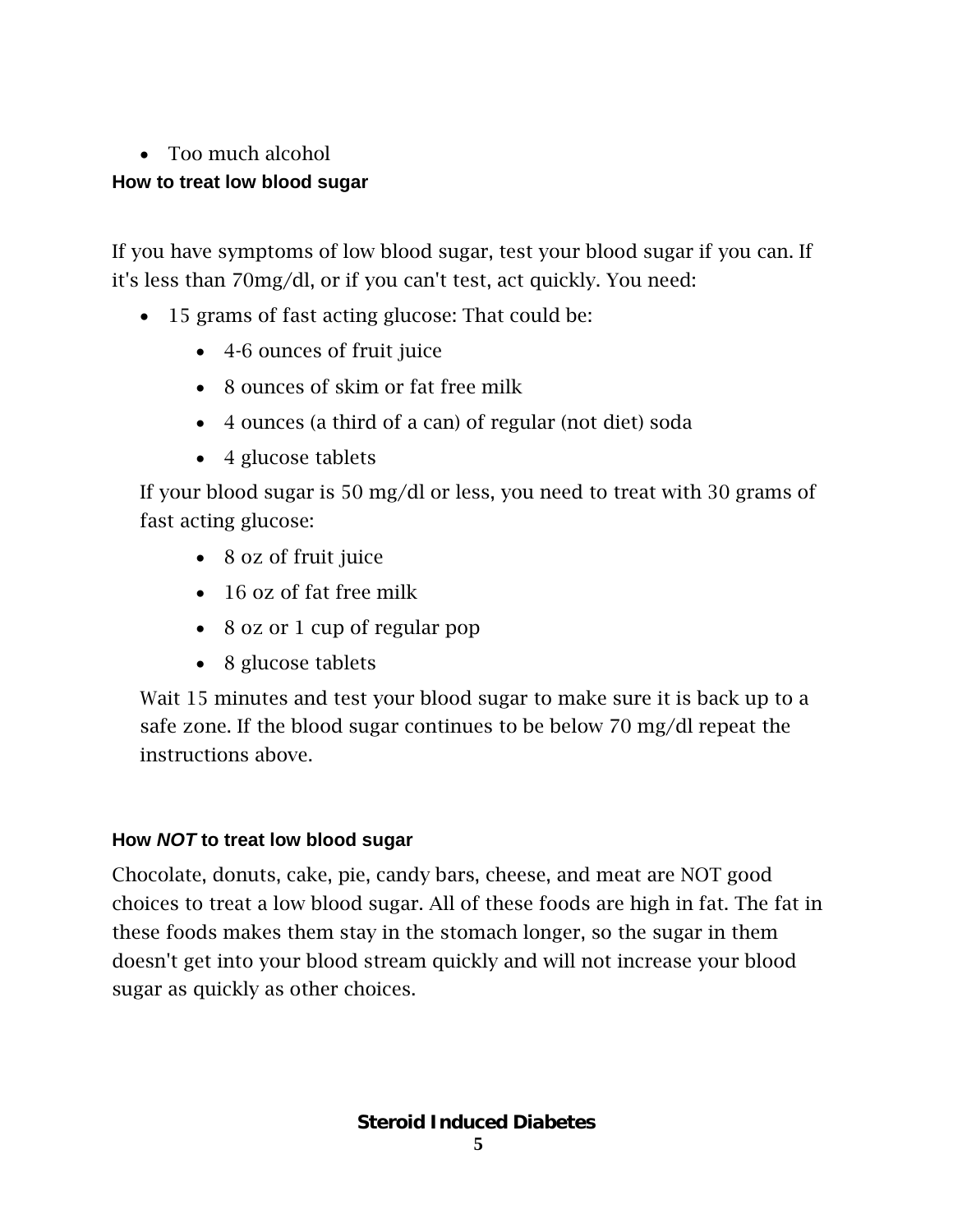- Too much alcohol

## How to treat low blood sugar

If you have symptoms of low blood sugar, test your blood sugar if you can. If it's less than 70mg/dl, or if you can't test, act quickly. You need:

- 15 grams of fast acting glucose: That could be:
    - 4-6 ounces of fruit juice
    - 8 ounces of skim or fat free milk
    - 4 ounces (a third of a can) of regular (not diet) soda
    - 4 glucose tablets

  If your blood sugar is 50 mg/dl or less, you need to treat with 30 grams of fast acting glucose:

    - 8 oz of fruit juice
    - 16 oz of fat free milk
    - 8 oz or 1 cup of regular pop
    - 8 glucose tablets

  Wait 15 minutes and test your blood sugar to make sure it is back up to a safe zone. If the blood sugar continues to be below 70 mg/dl repeat the instructions above.

## How *NOT* to treat low blood sugar

Chocolate, donuts, cake, pie, candy bars, cheese, and meat are NOT good choices to treat a low blood sugar. All of these foods are high in fat. The fat in these foods makes them stay in the stomach longer, so the sugar in them doesn't get into your blood stream quickly and will not increase your blood sugar as quickly as other choices.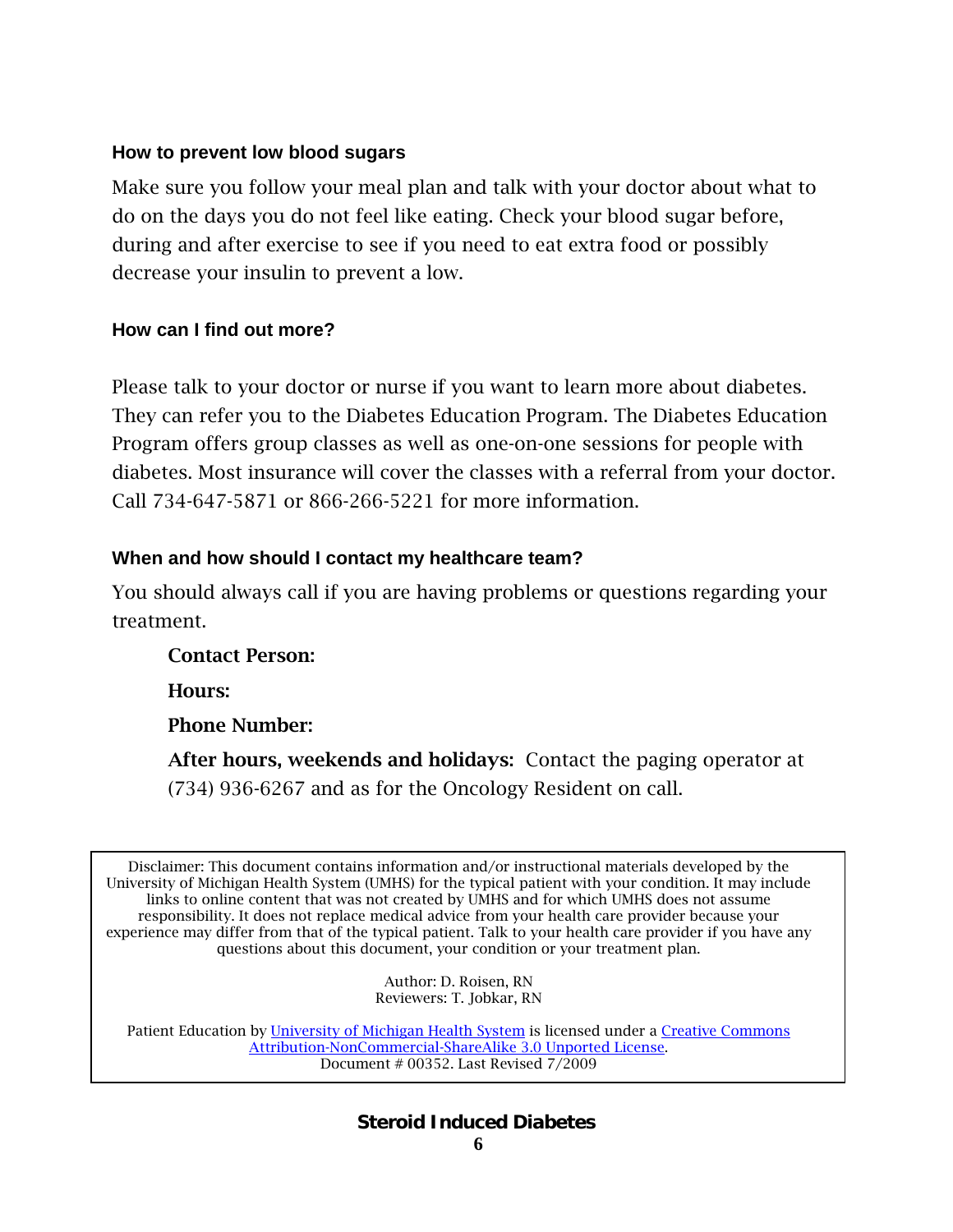### How to prevent low blood sugars

Make sure you follow your meal plan and talk with your doctor about what to do on the days you do not feel like eating. Check your blood sugar before, during and after exercise to see if you need to eat extra food or possibly decrease your insulin to prevent a low.

### How can I find out more?

Please talk to your doctor or nurse if you want to learn more about diabetes. They can refer you to the Diabetes Education Program. The Diabetes Education Program offers group classes as well as one-on-one sessions for people with diabetes. Most insurance will cover the classes with a referral from your doctor. Call 734-647-5871 or 866-266-5221 for more information.

### When and how should I contact my healthcare team?

You should always call if you are having problems or questions regarding your treatment.

**Contact Person:**

**Hours:**

**Phone Number:**

**After hours, weekends and holidays:** Contact the paging operator at (734) 936-6267 and as for the Oncology Resident on call.

---

Disclaimer: This document contains information and/or instructional materials developed by the University of Michigan Health System (UMHS) for the typical patient with your condition. It may include links to online content that was not created by UMHS and for which UMHS does not assume responsibility. It does not replace medical advice from your health care provider because your experience may differ from that of the typical patient. Talk to your health care provider if you have any questions about this document, your condition or your treatment plan.

Author: D. Roisen, RN
Reviewers: T. Jobkar, RN

Patient Education by University of Michigan Health System is licensed under a Creative Commons Attribution-NonCommercial-ShareAlike 3.0 Unported License.
Document # 00352. Last Revised 7/2009